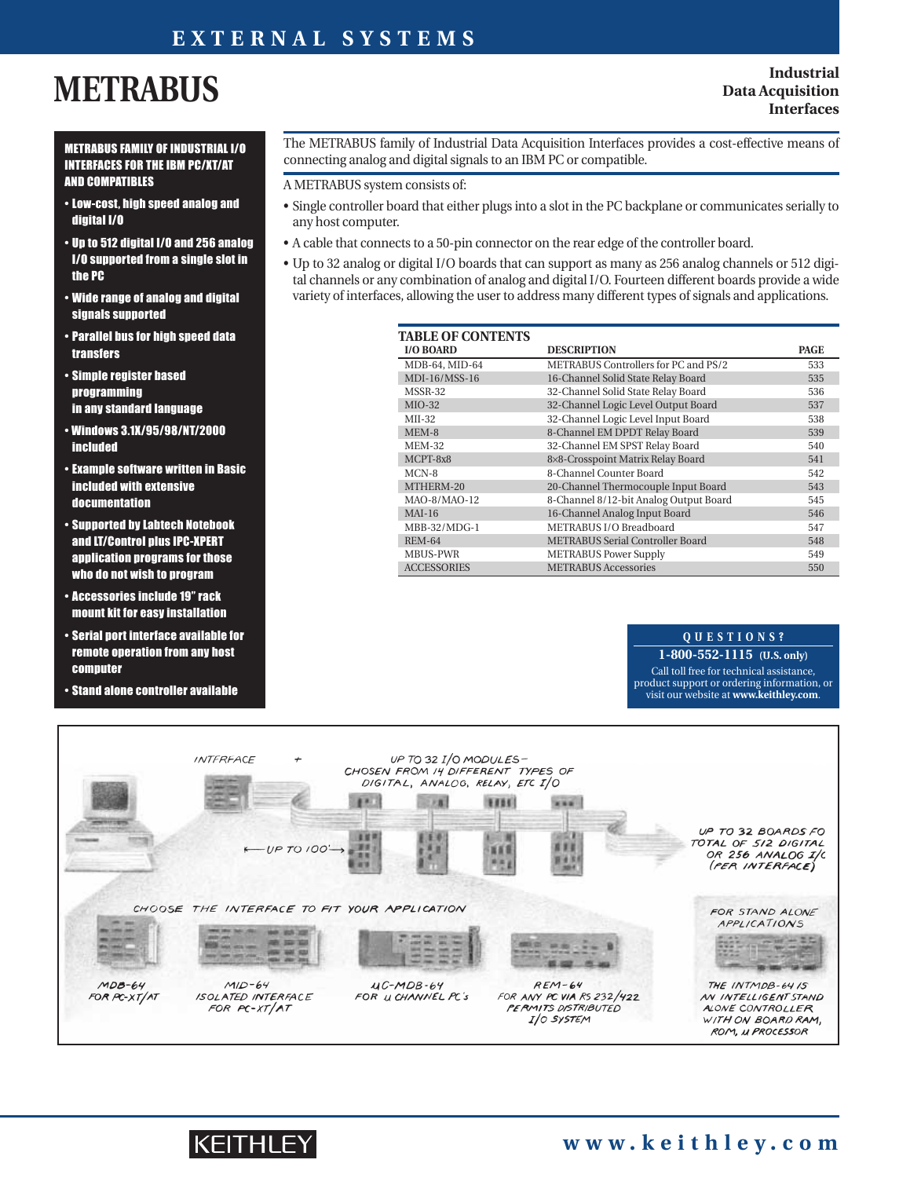# METRABUS

**Industrial Data Acquisition Interfaces**

**METRABUS FAMILY OF INDUSTRIAL I/O INTERFACES FOR THE IBM PC/XT/AT AND COMPATIBLES**

- Low-cost, high speed analog and digital I/O
- Up to 512 digital I/O and 256 analog I/O supported from a single slot in the PC
- Wide range of analog and digital signals supported
- Parallel bus for high speed data transfers
- Simple register based programming in any standard language
- Windows 3.1X/95/98/NT/2000 included
- Example software written in Basic included with extensive documentation
- Supported by Labtech Notebook and LT/Control plus IPC-XPERT application programs for those who do not wish to program
- Accessories include 19" rack mount kit for easy installation
- Serial port interface available for remote operation from any host computer
- Stand alone controller available

The METRABUS family of Industrial Data Acquisition Interfaces provides a cost-effective means of connecting analog and digital signals to an IBM PC or compatible.

A METRABUS system consists of:

- Single controller board that either plugs into a slot in the PC backplane or communicates serially to any host computer.
- A cable that connects to a 50-pin connector on the rear edge of the controller board.
- Up to 32 analog or digital I/O boards that can support as many as 256 analog channels or 512 digital channels or any combination of analog and digital I/O. Fourteen different boards provide a wide variety of interfaces, allowing the user to address many different types of signals and applications.

**TABLE OF CONTENTS**

| I/O BOARD | DESCRIPTION | PAGE |
|---|---|---|
| MDB-64, MID-64 | METRABUS Controllers for PC and PS/2 | 533 |
| MDI-16/MSS-16 | 16-Channel Solid State Relay Board | 535 |
| MSSR-32 | 32-Channel Solid State Relay Board | 536 |
| MIO-32 | 32-Channel Logic Level Output Board | 537 |
| MII-32 | 32-Channel Logic Level Input Board | 538 |
| MEM-8 | 8-Channel EM DPDT Relay Board | 539 |
| MEM-32 | 32-Channel EM SPST Relay Board | 540 |
| MCPT-8x8 | 8×8-Crosspoint Matrix Relay Board | 541 |
| MCN-8 | 8-Channel Counter Board | 542 |
| MTHERM-20 | 20-Channel Thermocouple Input Board | 543 |
| MAO-8/MAO-12 | 8-Channel 8/12-bit Analog Output Board | 545 |
| MAI-16 | 16-Channel Analog Input Board | 546 |
| MBB-32/MDG-1 | METRABUS I/O Breadboard | 547 |
| REM-64 | METRABUS Serial Controller Board | 548 |
| MBUS-PWR | METRABUS Power Supply | 549 |
| ACCESSORIES | METRABUS Accessories | 550 |

**QUESTIONS?**

**1-800-552-1115** (U.S. only)

Call toll free for technical assistance, product support or ordering information, or visit our website at **www.keithley.com**.

INTERFACE + UP TO 32 I/O MODULES – CHOSEN FROM 14 DIFFERENT TYPES OF DIGITAL, ANALOG, RELAY, ETC I/O

← UP TO 100' →

UP TO 32 BOARDS FOR TOTAL OF 512 DIGITAL OR 256 ANALOG I/O (PER INTERFACE)

CHOOSE THE INTERFACE TO FIT YOUR APPLICATION

MDB-64 FOR PC-XT/AT

MID-64 ISOLATED INTERFACE FOR PC-XT/AT

µC-MDB-64 FOR µ CHANNEL PC's

REM-64 FOR ANY PC VIA RS 232/422 PERMITS DISTRIBUTED I/O SYSTEM

FOR STAND ALONE APPLICATIONS

THE INTMDB-64 IS AN INTELLIGENT STAND ALONE CONTROLLER WITH ON BOARD RAM, ROM, µ PROCESSOR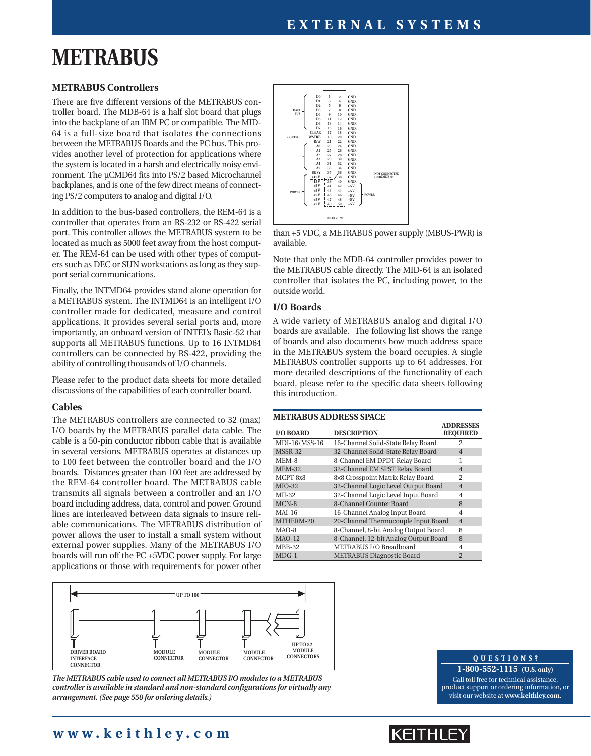# METRABUS

## METRABUS Controllers

There are five different versions of the METRABUS controller board. The MDB-64 is a half slot board that plugs into the backplane of an IBM PC or compatible. The MID-64 is a full-size board that isolates the connections between the METRABUS Boards and the PC bus. This provides another level of protection for applications where the system is located in a harsh and electrically noisy environment. The µCMD64 fits into PS/2 based Microchannel backplanes, and is one of the few direct means of connecting PS/2 computers to analog and digital I/O.

In addition to the bus-based controllers, the REM-64 is a controller that operates from an RS-232 or RS-422 serial port. This controller allows the METRABUS system to be located as much as 5000 feet away from the host computer. The REM-64 can be used with other types of computers such as DEC or SUN workstations as long as they support serial communications.

Finally, the INTMD64 provides stand alone operation for a METRABUS system. The INTMD64 is an intelligent I/O controller made for dedicated, measure and control applications. It provides several serial ports and, more importantly, an onboard version of INTEL's Basic-52 that supports all METRABUS functions. Up to 16 INTMD64 controllers can be connected by RS-422, providing the ability of controlling thousands of I/O channels.

Please refer to the product data sheets for more detailed discussions of the capabilities of each controller board.

## Cables

The METRABUS controllers are connected to 32 (max) I/O boards by the METRABUS parallel data cable. The cable is a 50-pin conductor ribbon cable that is available in several versions. METRABUS operates at distances up to 100 feet between the controller board and the I/O boards. Distances greater than 100 feet are addressed by the REM-64 controller board. The METRABUS cable transmits all signals between a controller and an I/O board including address, data, control and power. Ground lines are interleaved between data signals to insure reliable communications. The METRABUS distribution of power allows the user to install a small system without external power supplies. Many of the METRABUS I/O boards will run off the PC +5VDC power supply. For large applications or those with requirements for power other than +5 VDC, a METRABUS power supply (MBUS-PWR) is available.

Note that only the MDB-64 controller provides power to the METRABUS cable directly. The MID-64 is an isolated controller that isolates the PC, including power, to the outside world.

*The METRABUS cable used to connect all METRABUS I/O modules to a METRABUS controller is available in standard and non-standard configurations for virtually any arrangement. (See page 550 for ordering details.)*

## I/O Boards

A wide variety of METRABUS analog and digital I/O boards are available. The following list shows the range of boards and also documents how much address space in the METRABUS system the board occupies. A single METRABUS controller supports up to 64 addresses. For more detailed descriptions of the functionality of each board, please refer to the specific data sheets following this introduction.

**METRABUS ADDRESS SPACE**

| I/O BOARD | DESCRIPTION | ADDRESSES REQUIRED |
|---|---|---|
| MDI-16/MSS-16 | 16-Channel Solid-State Relay Board | 2 |
| MSSR-32 | 32-Channel Solid-State Relay Board | 4 |
| MEM-8 | 8-Channel EM DPDT Relay Board | 1 |
| MEM-32 | 32-Channel EM SPST Relay Board | 4 |
| MCPT-8x8 | 8×8 Crosspoint Matrix Relay Board | 2 |
| MIO-32 | 32-Channel Logic Level Output Board | 4 |
| MII-32 | 32-Channel Logic Level Input Board | 4 |
| MCN-8 | 8-Channel Counter Board | 8 |
| MAI-16 | 16-Channel Analog Input Board | 4 |
| MTHERM-20 | 20-Channel Thermocouple Input Board | 4 |
| MAO-8 | 8-Channel, 8-bit Analog Output Board | 8 |
| MAO-12 | 8-Channel, 12-bit Analog Output Board | 8 |
| MBB-32 | METRABUS I/O Breadboard | 4 |
| MDG-1 | METRABUS Diagnostic Board | 2 |

**QUESTIONS?**
**1-800-552-1115** (U.S. only)
Call toll free for technical assistance, product support or ordering information, or visit our website at **www.keithley.com**.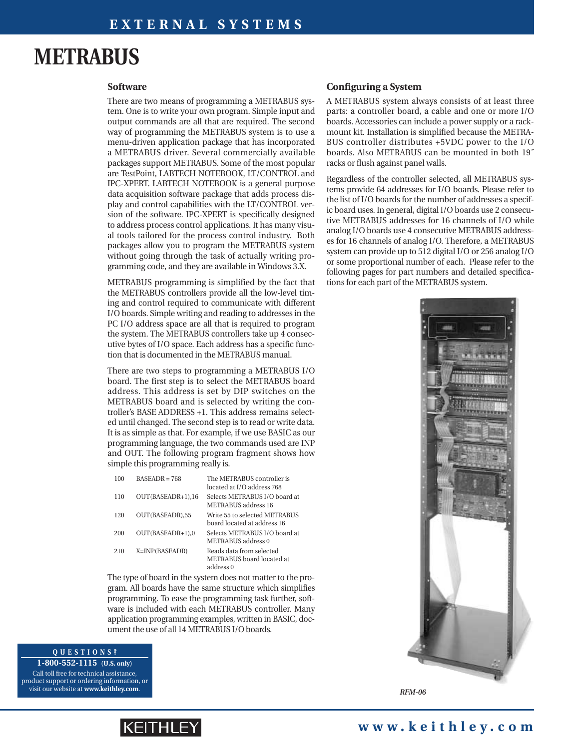# METRABUS

## Software

There are two means of programming a METRABUS system. One is to write your own program. Simple input and output commands are all that are required. The second way of programming the METRABUS system is to use a menu-driven application package that has incorporated a METRABUS driver. Several commercially available packages support METRABUS. Some of the most popular are TestPoint, LABTECH NOTEBOOK, LT/CONTROL and IPC-XPERT. LABTECH NOTEBOOK is a general purpose data acquisition software package that adds process display and control capabilities with the LT/CONTROL version of the software. IPC-XPERT is specifically designed to address process control applications. It has many visual tools tailored for the process control industry. Both packages allow you to program the METRABUS system without going through the task of actually writing programming code, and they are available in Windows 3.X.

METRABUS programming is simplified by the fact that the METRABUS controllers provide all the low-level timing and control required to communicate with different I/O boards. Simple writing and reading to addresses in the PC I/O address space are all that is required to program the system. The METRABUS controllers take up 4 consecutive bytes of I/O space. Each address has a specific function that is documented in the METRABUS manual.

There are two steps to programming a METRABUS I/O board. The first step is to select the METRABUS board address. This address is set by DIP switches on the METRABUS board and is selected by writing the controller's BASE ADDRESS +1. This address remains selected until changed. The second step is to read or write data. It is as simple as that. For example, if we use BASIC as our programming language, the two commands used are INP and OUT. The following program fragment shows how simple this programming really is.

| | | |
|---|---|---|
| 100 | BASEADR = 768 | The METRABUS controller is located at I/O address 768 |
| 110 | OUT(BASEADR+1),16 | Selects METRABUS I/O board at METRABUS address 16 |
| 120 | OUT(BASEADR),55 | Write 55 to selected METRABUS board located at address 16 |
| 200 | OUT(BASEADR+1),0 | Selects METRABUS I/O board at METRABUS address 0 |
| 210 | X=INP(BASEADR) | Reads data from selected METRABUS board located at address 0 |

The type of board in the system does not matter to the program. All boards have the same structure which simplifies programming. To ease the programming task further, software is included with each METRABUS controller. Many application programming examples, written in BASIC, document the use of all 14 METRABUS I/O boards.

## Configuring a System

A METRABUS system always consists of at least three parts: a controller board, a cable and one or more I/O boards. Accessories can include a power supply or a rack-mount kit. Installation is simplified because the METRABUS controller distributes +5VDC power to the I/O boards. Also METRABUS can be mounted in both 19″ racks or flush against panel walls.

Regardless of the controller selected, all METRABUS systems provide 64 addresses for I/O boards. Please refer to the list of I/O boards for the number of addresses a specific board uses. In general, digital I/O boards use 2 consecutive METRABUS addresses for 16 channels of I/O while analog I/O boards use 4 consecutive METRABUS addresses for 16 channels of analog I/O. Therefore, a METRABUS system can provide up to 512 digital I/O or 256 analog I/O or some proportional number of each. Please refer to the following pages for part numbers and detailed specifications for each part of the METRABUS system.

*RFM-06*

**QUESTIONS?**
**1-800-552-1115 (U.S. only)**
Call toll free for technical assistance, product support or ordering information, or visit our website at **www.keithley.com**.